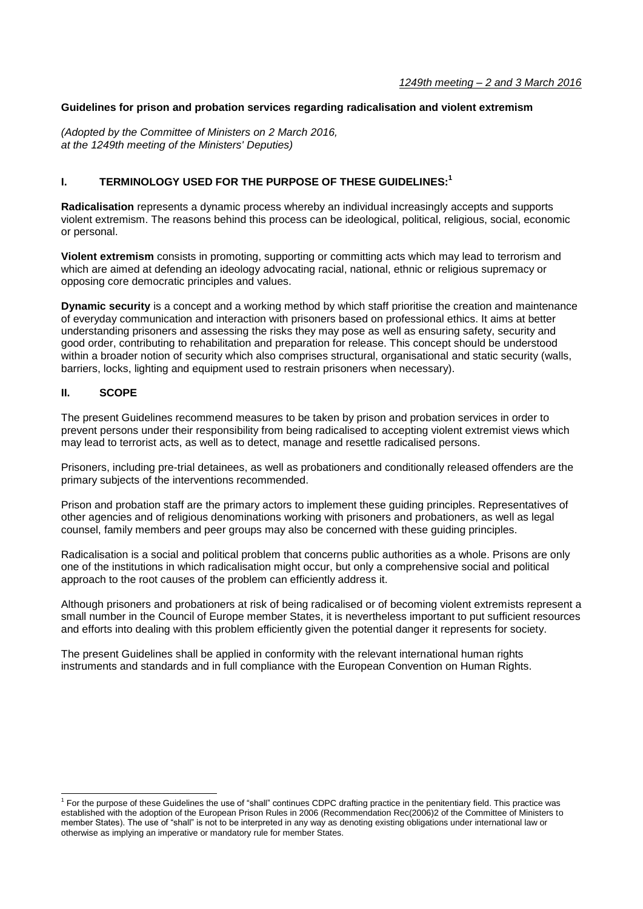*1249th meeting – 2 and 3 March 2016*

**Guidelines for prison and probation services regarding radicalisation and violent extremism**

*(Adopted by the Committee of Ministers on 2 March 2016, at the 1249th meeting of the Ministers' Deputies)*

## I. TERMINOLOGY USED FOR THE PURPOSE OF THESE GUIDELINES:[1]

**Radicalisation** represents a dynamic process whereby an individual increasingly accepts and supports violent extremism. The reasons behind this process can be ideological, political, religious, social, economic or personal.

**Violent extremism** consists in promoting, supporting or committing acts which may lead to terrorism and which are aimed at defending an ideology advocating racial, national, ethnic or religious supremacy or opposing core democratic principles and values.

**Dynamic security** is a concept and a working method by which staff prioritise the creation and maintenance of everyday communication and interaction with prisoners based on professional ethics. It aims at better understanding prisoners and assessing the risks they may pose as well as ensuring safety, security and good order, contributing to rehabilitation and preparation for release. This concept should be understood within a broader notion of security which also comprises structural, organisational and static security (walls, barriers, locks, lighting and equipment used to restrain prisoners when necessary).

## II. SCOPE

The present Guidelines recommend measures to be taken by prison and probation services in order to prevent persons under their responsibility from being radicalised to accepting violent extremist views which may lead to terrorist acts, as well as to detect, manage and resettle radicalised persons.

Prisoners, including pre-trial detainees, as well as probationers and conditionally released offenders are the primary subjects of the interventions recommended.

Prison and probation staff are the primary actors to implement these guiding principles. Representatives of other agencies and of religious denominations working with prisoners and probationers, as well as legal counsel, family members and peer groups may also be concerned with these guiding principles.

Radicalisation is a social and political problem that concerns public authorities as a whole. Prisons are only one of the institutions in which radicalisation might occur, but only a comprehensive social and political approach to the root causes of the problem can efficiently address it.

Although prisoners and probationers at risk of being radicalised or of becoming violent extremists represent a small number in the Council of Europe member States, it is nevertheless important to put sufficient resources and efforts into dealing with this problem efficiently given the potential danger it represents for society.

The present Guidelines shall be applied in conformity with the relevant international human rights instruments and standards and in full compliance with the European Convention on Human Rights.

---

[1] For the purpose of these Guidelines the use of "shall" continues CDPC drafting practice in the penitentiary field. This practice was established with the adoption of the European Prison Rules in 2006 (Recommendation Rec(2006)2 of the Committee of Ministers to member States). The use of "shall" is not to be interpreted in any way as denoting existing obligations under international law or otherwise as implying an imperative or mandatory rule for member States.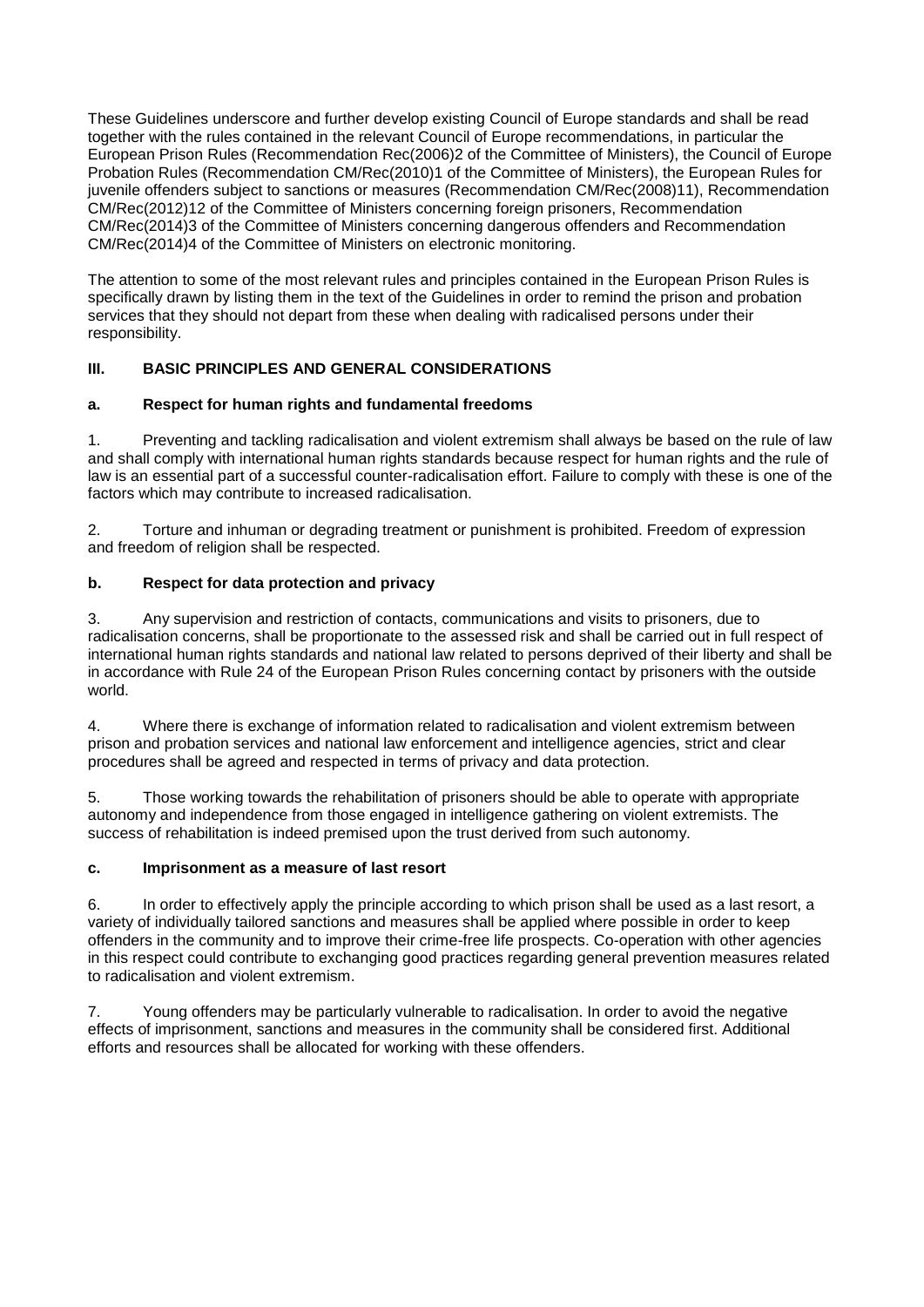These Guidelines underscore and further develop existing Council of Europe standards and shall be read together with the rules contained in the relevant Council of Europe recommendations, in particular the European Prison Rules (Recommendation Rec(2006)2 of the Committee of Ministers), the Council of Europe Probation Rules (Recommendation CM/Rec(2010)1 of the Committee of Ministers), the European Rules for juvenile offenders subject to sanctions or measures (Recommendation CM/Rec(2008)11), Recommendation CM/Rec(2012)12 of the Committee of Ministers concerning foreign prisoners, Recommendation CM/Rec(2014)3 of the Committee of Ministers concerning dangerous offenders and Recommendation CM/Rec(2014)4 of the Committee of Ministers on electronic monitoring.

The attention to some of the most relevant rules and principles contained in the European Prison Rules is specifically drawn by listing them in the text of the Guidelines in order to remind the prison and probation services that they should not depart from these when dealing with radicalised persons under their responsibility.

## III. BASIC PRINCIPLES AND GENERAL CONSIDERATIONS

### a. Respect for human rights and fundamental freedoms

1. Preventing and tackling radicalisation and violent extremism shall always be based on the rule of law and shall comply with international human rights standards because respect for human rights and the rule of law is an essential part of a successful counter-radicalisation effort. Failure to comply with these is one of the factors which may contribute to increased radicalisation.

2. Torture and inhuman or degrading treatment or punishment is prohibited. Freedom of expression and freedom of religion shall be respected.

### b. Respect for data protection and privacy

3. Any supervision and restriction of contacts, communications and visits to prisoners, due to radicalisation concerns, shall be proportionate to the assessed risk and shall be carried out in full respect of international human rights standards and national law related to persons deprived of their liberty and shall be in accordance with Rule 24 of the European Prison Rules concerning contact by prisoners with the outside world.

4. Where there is exchange of information related to radicalisation and violent extremism between prison and probation services and national law enforcement and intelligence agencies, strict and clear procedures shall be agreed and respected in terms of privacy and data protection.

5. Those working towards the rehabilitation of prisoners should be able to operate with appropriate autonomy and independence from those engaged in intelligence gathering on violent extremists. The success of rehabilitation is indeed premised upon the trust derived from such autonomy.

### c. Imprisonment as a measure of last resort

6. In order to effectively apply the principle according to which prison shall be used as a last resort, a variety of individually tailored sanctions and measures shall be applied where possible in order to keep offenders in the community and to improve their crime-free life prospects. Co-operation with other agencies in this respect could contribute to exchanging good practices regarding general prevention measures related to radicalisation and violent extremism.

7. Young offenders may be particularly vulnerable to radicalisation. In order to avoid the negative effects of imprisonment, sanctions and measures in the community shall be considered first. Additional efforts and resources shall be allocated for working with these offenders.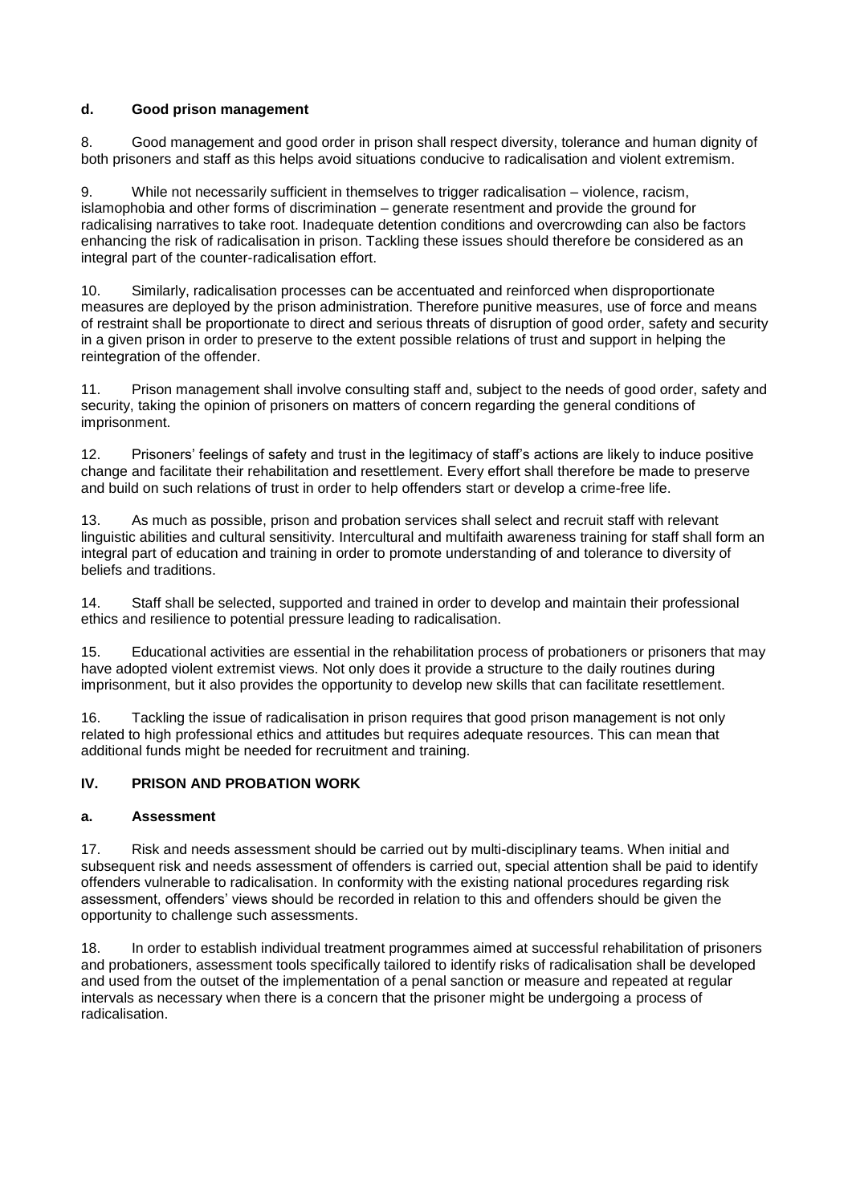### d. Good prison management

8. Good management and good order in prison shall respect diversity, tolerance and human dignity of both prisoners and staff as this helps avoid situations conducive to radicalisation and violent extremism.

9. While not necessarily sufficient in themselves to trigger radicalisation – violence, racism, islamophobia and other forms of discrimination – generate resentment and provide the ground for radicalising narratives to take root. Inadequate detention conditions and overcrowding can also be factors enhancing the risk of radicalisation in prison. Tackling these issues should therefore be considered as an integral part of the counter-radicalisation effort.

10. Similarly, radicalisation processes can be accentuated and reinforced when disproportionate measures are deployed by the prison administration. Therefore punitive measures, use of force and means of restraint shall be proportionate to direct and serious threats of disruption of good order, safety and security in a given prison in order to preserve to the extent possible relations of trust and support in helping the reintegration of the offender.

11. Prison management shall involve consulting staff and, subject to the needs of good order, safety and security, taking the opinion of prisoners on matters of concern regarding the general conditions of imprisonment.

12. Prisoners' feelings of safety and trust in the legitimacy of staff's actions are likely to induce positive change and facilitate their rehabilitation and resettlement. Every effort shall therefore be made to preserve and build on such relations of trust in order to help offenders start or develop a crime-free life.

13. As much as possible, prison and probation services shall select and recruit staff with relevant linguistic abilities and cultural sensitivity. Intercultural and multifaith awareness training for staff shall form an integral part of education and training in order to promote understanding of and tolerance to diversity of beliefs and traditions.

14. Staff shall be selected, supported and trained in order to develop and maintain their professional ethics and resilience to potential pressure leading to radicalisation.

15. Educational activities are essential in the rehabilitation process of probationers or prisoners that may have adopted violent extremist views. Not only does it provide a structure to the daily routines during imprisonment, but it also provides the opportunity to develop new skills that can facilitate resettlement.

16. Tackling the issue of radicalisation in prison requires that good prison management is not only related to high professional ethics and attitudes but requires adequate resources. This can mean that additional funds might be needed for recruitment and training.

## IV. PRISON AND PROBATION WORK

### a. Assessment

17. Risk and needs assessment should be carried out by multi-disciplinary teams. When initial and subsequent risk and needs assessment of offenders is carried out, special attention shall be paid to identify offenders vulnerable to radicalisation. In conformity with the existing national procedures regarding risk assessment, offenders' views should be recorded in relation to this and offenders should be given the opportunity to challenge such assessments.

18. In order to establish individual treatment programmes aimed at successful rehabilitation of prisoners and probationers, assessment tools specifically tailored to identify risks of radicalisation shall be developed and used from the outset of the implementation of a penal sanction or measure and repeated at regular intervals as necessary when there is a concern that the prisoner might be undergoing a process of radicalisation.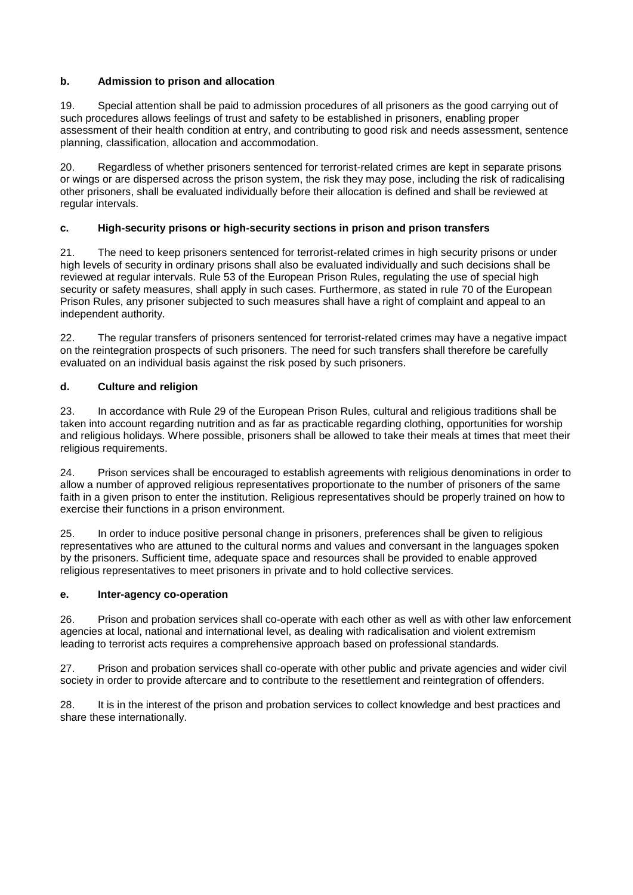### b. Admission to prison and allocation

19. Special attention shall be paid to admission procedures of all prisoners as the good carrying out of such procedures allows feelings of trust and safety to be established in prisoners, enabling proper assessment of their health condition at entry, and contributing to good risk and needs assessment, sentence planning, classification, allocation and accommodation.

20. Regardless of whether prisoners sentenced for terrorist-related crimes are kept in separate prisons or wings or are dispersed across the prison system, the risk they may pose, including the risk of radicalising other prisoners, shall be evaluated individually before their allocation is defined and shall be reviewed at regular intervals.

### c. High-security prisons or high-security sections in prison and prison transfers

21. The need to keep prisoners sentenced for terrorist-related crimes in high security prisons or under high levels of security in ordinary prisons shall also be evaluated individually and such decisions shall be reviewed at regular intervals. Rule 53 of the European Prison Rules, regulating the use of special high security or safety measures, shall apply in such cases. Furthermore, as stated in rule 70 of the European Prison Rules, any prisoner subjected to such measures shall have a right of complaint and appeal to an independent authority.

22. The regular transfers of prisoners sentenced for terrorist-related crimes may have a negative impact on the reintegration prospects of such prisoners. The need for such transfers shall therefore be carefully evaluated on an individual basis against the risk posed by such prisoners.

### d. Culture and religion

23. In accordance with Rule 29 of the European Prison Rules, cultural and religious traditions shall be taken into account regarding nutrition and as far as practicable regarding clothing, opportunities for worship and religious holidays. Where possible, prisoners shall be allowed to take their meals at times that meet their religious requirements.

24. Prison services shall be encouraged to establish agreements with religious denominations in order to allow a number of approved religious representatives proportionate to the number of prisoners of the same faith in a given prison to enter the institution. Religious representatives should be properly trained on how to exercise their functions in a prison environment.

25. In order to induce positive personal change in prisoners, preferences shall be given to religious representatives who are attuned to the cultural norms and values and conversant in the languages spoken by the prisoners. Sufficient time, adequate space and resources shall be provided to enable approved religious representatives to meet prisoners in private and to hold collective services.

### e. Inter-agency co-operation

26. Prison and probation services shall co-operate with each other as well as with other law enforcement agencies at local, national and international level, as dealing with radicalisation and violent extremism leading to terrorist acts requires a comprehensive approach based on professional standards.

27. Prison and probation services shall co-operate with other public and private agencies and wider civil society in order to provide aftercare and to contribute to the resettlement and reintegration of offenders.

28. It is in the interest of the prison and probation services to collect knowledge and best practices and share these internationally.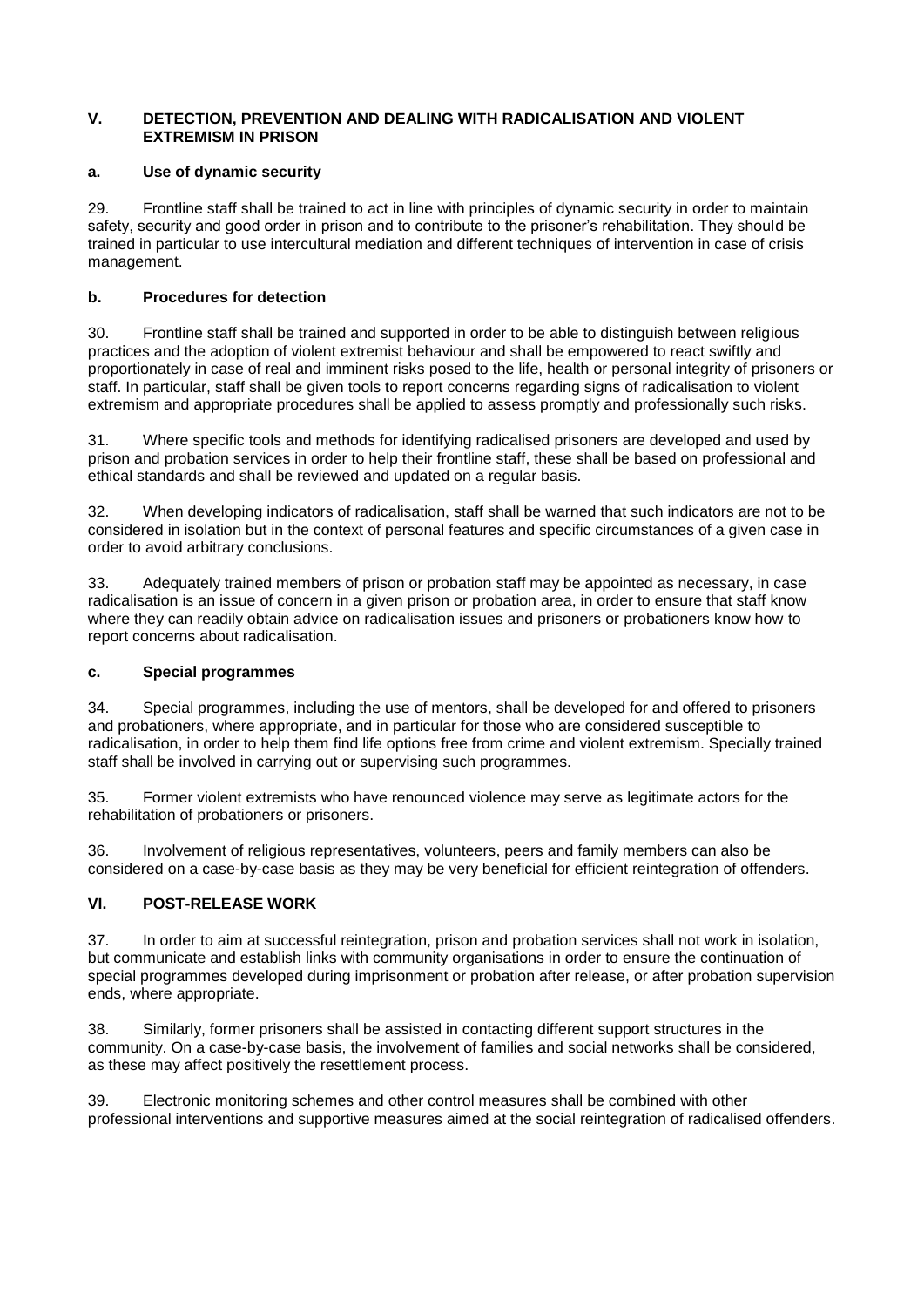## V. DETECTION, PREVENTION AND DEALING WITH RADICALISATION AND VIOLENT EXTREMISM IN PRISON

### a. Use of dynamic security

29. Frontline staff shall be trained to act in line with principles of dynamic security in order to maintain safety, security and good order in prison and to contribute to the prisoner's rehabilitation. They should be trained in particular to use intercultural mediation and different techniques of intervention in case of crisis management.

### b. Procedures for detection

30. Frontline staff shall be trained and supported in order to be able to distinguish between religious practices and the adoption of violent extremist behaviour and shall be empowered to react swiftly and proportionately in case of real and imminent risks posed to the life, health or personal integrity of prisoners or staff. In particular, staff shall be given tools to report concerns regarding signs of radicalisation to violent extremism and appropriate procedures shall be applied to assess promptly and professionally such risks.

31. Where specific tools and methods for identifying radicalised prisoners are developed and used by prison and probation services in order to help their frontline staff, these shall be based on professional and ethical standards and shall be reviewed and updated on a regular basis.

32. When developing indicators of radicalisation, staff shall be warned that such indicators are not to be considered in isolation but in the context of personal features and specific circumstances of a given case in order to avoid arbitrary conclusions.

33. Adequately trained members of prison or probation staff may be appointed as necessary, in case radicalisation is an issue of concern in a given prison or probation area, in order to ensure that staff know where they can readily obtain advice on radicalisation issues and prisoners or probationers know how to report concerns about radicalisation.

### c. Special programmes

34. Special programmes, including the use of mentors, shall be developed for and offered to prisoners and probationers, where appropriate, and in particular for those who are considered susceptible to radicalisation, in order to help them find life options free from crime and violent extremism. Specially trained staff shall be involved in carrying out or supervising such programmes.

35. Former violent extremists who have renounced violence may serve as legitimate actors for the rehabilitation of probationers or prisoners.

36. Involvement of religious representatives, volunteers, peers and family members can also be considered on a case-by-case basis as they may be very beneficial for efficient reintegration of offenders.

## VI. POST-RELEASE WORK

37. In order to aim at successful reintegration, prison and probation services shall not work in isolation, but communicate and establish links with community organisations in order to ensure the continuation of special programmes developed during imprisonment or probation after release, or after probation supervision ends, where appropriate.

38. Similarly, former prisoners shall be assisted in contacting different support structures in the community. On a case-by-case basis, the involvement of families and social networks shall be considered, as these may affect positively the resettlement process.

39. Electronic monitoring schemes and other control measures shall be combined with other professional interventions and supportive measures aimed at the social reintegration of radicalised offenders.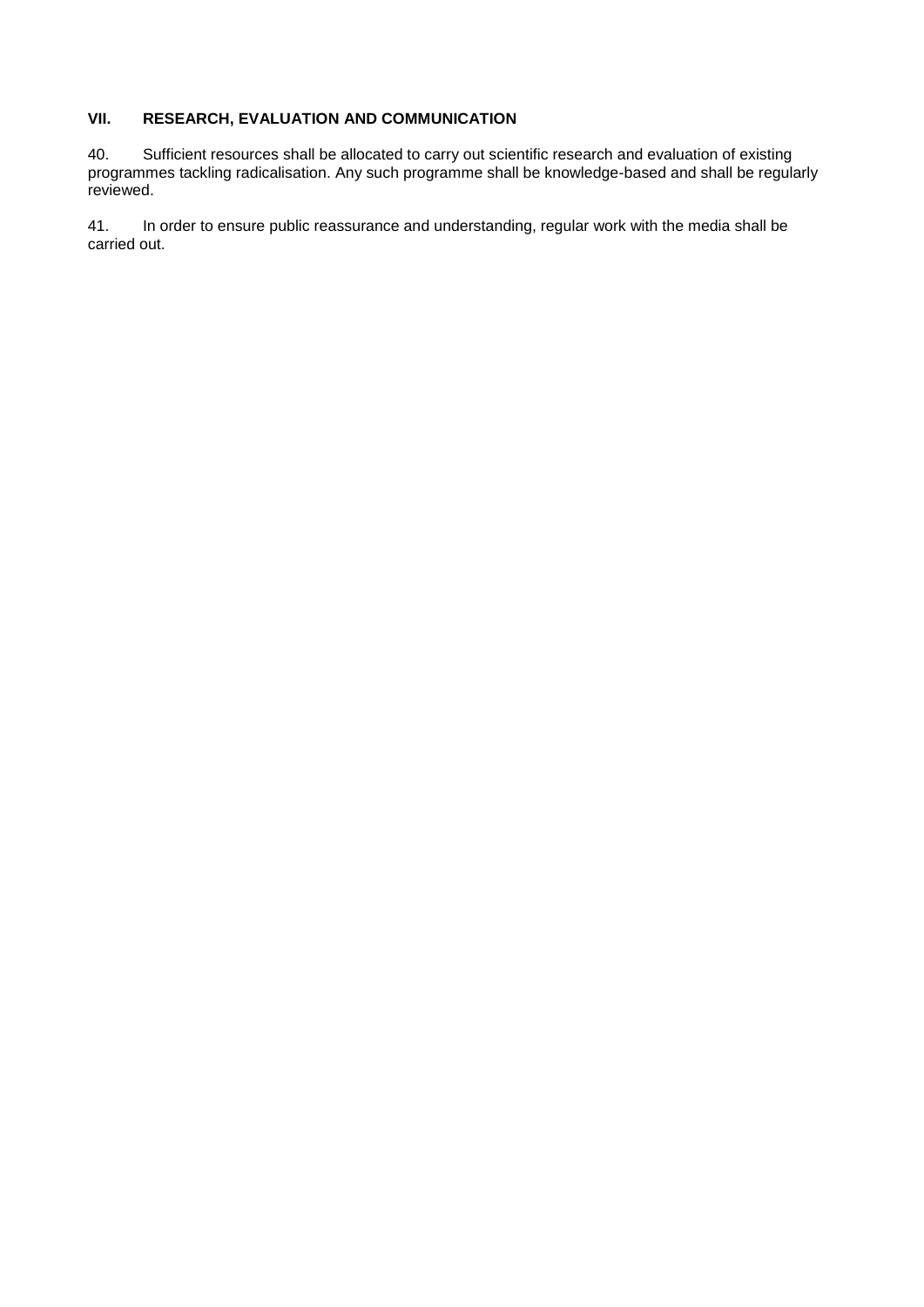## VII. RESEARCH, EVALUATION AND COMMUNICATION

40. Sufficient resources shall be allocated to carry out scientific research and evaluation of existing programmes tackling radicalisation. Any such programme shall be knowledge-based and shall be regularly reviewed.

41. In order to ensure public reassurance and understanding, regular work with the media shall be carried out.